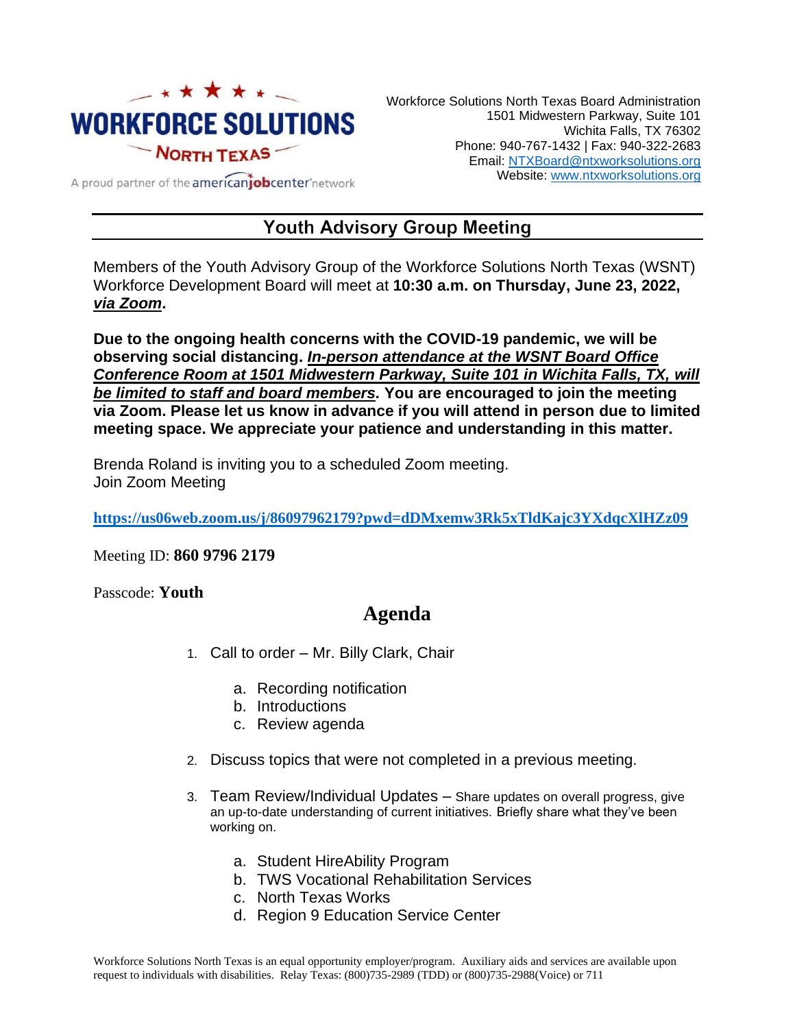WORKFORCE SOLUTIONS
NORTH TEXAS
A proud partner of the americanjobcenter network

Workforce Solutions North Texas Board Administration
1501 Midwestern Parkway, Suite 101
Wichita Falls, TX 76302
Phone: 940-767-1432 | Fax: 940-322-2683
Email: NTXBoard@ntxworksolutions.org
Website: www.ntxworksolutions.org

# Youth Advisory Group Meeting

Members of the Youth Advisory Group of the Workforce Solutions North Texas (WSNT) Workforce Development Board will meet at **10:30 a.m. on Thursday, June 23, 2022, *via Zoom*.**

**Due to the ongoing health concerns with the COVID-19 pandemic, we will be observing social distancing. *In-person attendance at the WSNT Board Office Conference Room at 1501 Midwestern Parkway, Suite 101 in Wichita Falls, TX, will be limited to staff and board members.* You are encouraged to join the meeting via Zoom. Please let us know in advance if you will attend in person due to limited meeting space. We appreciate your patience and understanding in this matter.**

Brenda Roland is inviting you to a scheduled Zoom meeting.
Join Zoom Meeting

**https://us06web.zoom.us/j/86097962179?pwd=dDMxemw3Rk5xTldKajc3YXdqcXlHZz09**

Meeting ID: **860 9796 2179**

Passcode: **Youth**

## Agenda

1. Call to order – Mr. Billy Clark, Chair
   a. Recording notification
   b. Introductions
   c. Review agenda
2. Discuss topics that were not completed in a previous meeting.
3. Team Review/Individual Updates – Share updates on overall progress, give an up-to-date understanding of current initiatives. Briefly share what they've been working on.
   a. Student HireAbility Program
   b. TWS Vocational Rehabilitation Services
   c. North Texas Works
   d. Region 9 Education Service Center

Workforce Solutions North Texas is an equal opportunity employer/program. Auxiliary aids and services are available upon request to individuals with disabilities. Relay Texas: (800)735-2989 (TDD) or (800)735-2988(Voice) or 711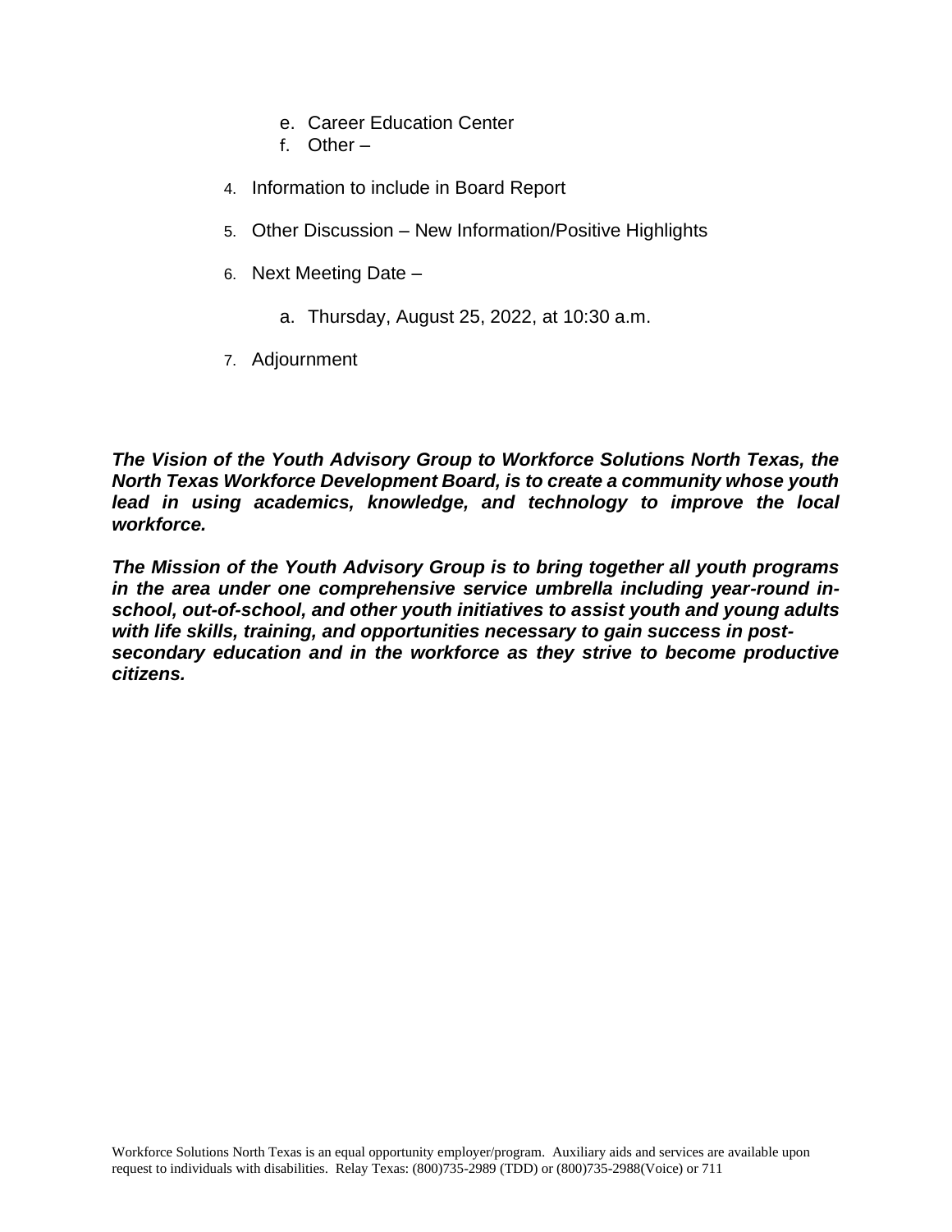e. Career Education Center
f. Other –

4. Information to include in Board Report

5. Other Discussion – New Information/Positive Highlights

6. Next Meeting Date –

    a. Thursday, August 25, 2022, at 10:30 a.m.

7. Adjournment

***The Vision of the Youth Advisory Group to Workforce Solutions North Texas, the North Texas Workforce Development Board, is to create a community whose youth lead in using academics, knowledge, and technology to improve the local workforce.***

***The Mission of the Youth Advisory Group is to bring together all youth programs in the area under one comprehensive service umbrella including year-round in-school, out-of-school, and other youth initiatives to assist youth and young adults with life skills, training, and opportunities necessary to gain success in post-secondary education and in the workforce as they strive to become productive citizens.***

Workforce Solutions North Texas is an equal opportunity employer/program. Auxiliary aids and services are available upon request to individuals with disabilities. Relay Texas: (800)735-2989 (TDD) or (800)735-2988(Voice) or 711